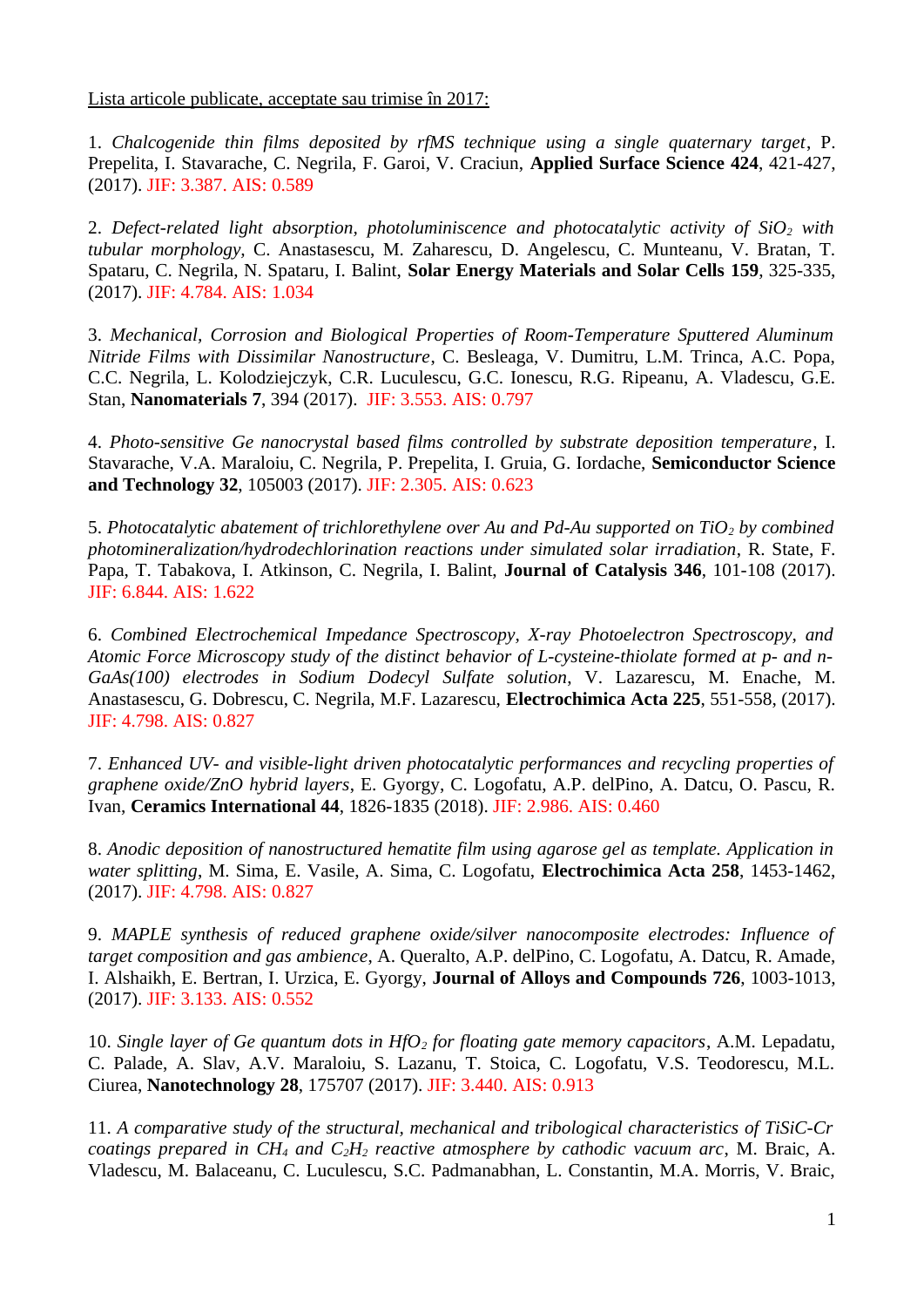Lista articole publicate, acceptate sau trimise în 2017:

1. *Chalcogenide thin films deposited by rfMS technique using a single quaternary target*, P. Prepelita, I. Stavarache, C. Negrila, F. Garoi, V. Craciun, **Applied Surface Science 424**, 421-427, (2017). JIF: 3.387. AIS: 0.589

2. *Defect-related light absorption, photoluminiscence and photocatalytic activity of $SiO_2$ with tubular morphology*, C. Anastasescu, M. Zaharescu, D. Angelescu, C. Munteanu, V. Bratan, T. Spataru, C. Negrila, N. Spataru, I. Balint, **Solar Energy Materials and Solar Cells 159**, 325-335, (2017). JIF: 4.784. AIS: 1.034

3. *Mechanical, Corrosion and Biological Properties of Room-Temperature Sputtered Aluminum Nitride Films with Dissimilar Nanostructure*, C. Besleaga, V. Dumitru, L.M. Trinca, A.C. Popa, C.C. Negrila, L. Kolodziejczyk, C.R. Luculescu, G.C. Ionescu, R.G. Ripeanu, A. Vladescu, G.E. Stan, **Nanomaterials 7**, 394 (2017). JIF: 3.553. AIS: 0.797

4. *Photo-sensitive Ge nanocrystal based films controlled by substrate deposition temperature*, I. Stavarache, V.A. Maraloiu, C. Negrila, P. Prepelita, I. Gruia, G. Iordache, **Semiconductor Science and Technology 32**, 105003 (2017). JIF: 2.305. AIS: 0.623

5. *Photocatalytic abatement of trichlorethylene over Au and Pd-Au supported on $TiO_2$ by combined photomineralization/hydrodechlorination reactions under simulated solar irradiation*, R. State, F. Papa, T. Tabakova, I. Atkinson, C. Negrila, I. Balint, **Journal of Catalysis 346**, 101-108 (2017). JIF: 6.844. AIS: 1.622

6. *Combined Electrochemical Impedance Spectroscopy, X-ray Photoelectron Spectroscopy, and Atomic Force Microscopy study of the distinct behavior of L-cysteine-thiolate formed at p- and n-GaAs(100) electrodes in Sodium Dodecyl Sulfate solution*, V. Lazarescu, M. Enache, M. Anastasescu, G. Dobrescu, C. Negrila, M.F. Lazarescu, **Electrochimica Acta 225**, 551-558, (2017). JIF: 4.798. AIS: 0.827

7. *Enhanced UV- and visible-light driven photocatalytic performances and recycling properties of graphene oxide/ZnO hybrid layers*, E. Gyorgy, C. Logofatu, A.P. delPino, A. Datcu, O. Pascu, R. Ivan, **Ceramics International 44**, 1826-1835 (2018). JIF: 2.986. AIS: 0.460

8. *Anodic deposition of nanostructured hematite film using agarose gel as template. Application in water splitting*, M. Sima, E. Vasile, A. Sima, C. Logofatu, **Electrochimica Acta 258**, 1453-1462, (2017). JIF: 4.798. AIS: 0.827

9. *MAPLE synthesis of reduced graphene oxide/silver nanocomposite electrodes: Influence of target composition and gas ambience*, A. Queralto, A.P. delPino, C. Logofatu, A. Datcu, R. Amade, I. Alshaikh, E. Bertran, I. Urzica, E. Gyorgy, **Journal of Alloys and Compounds 726**, 1003-1013, (2017). JIF: 3.133. AIS: 0.552

10. *Single layer of Ge quantum dots in $HfO_2$ for floating gate memory capacitors*, A.M. Lepadatu, C. Palade, A. Slav, A.V. Maraloiu, S. Lazanu, T. Stoica, C. Logofatu, V.S. Teodorescu, M.L. Ciurea, **Nanotechnology 28**, 175707 (2017). JIF: 3.440. AIS: 0.913

11. *A comparative study of the structural, mechanical and tribological characteristics of TiSiC-Cr coatings prepared in $CH_4$ and $C_2H_2$ reactive atmosphere by cathodic vacuum arc*, M. Braic, A. Vladescu, M. Balaceanu, C. Luculescu, S.C. Padmanabhan, L. Constantin, M.A. Morris, V. Braic,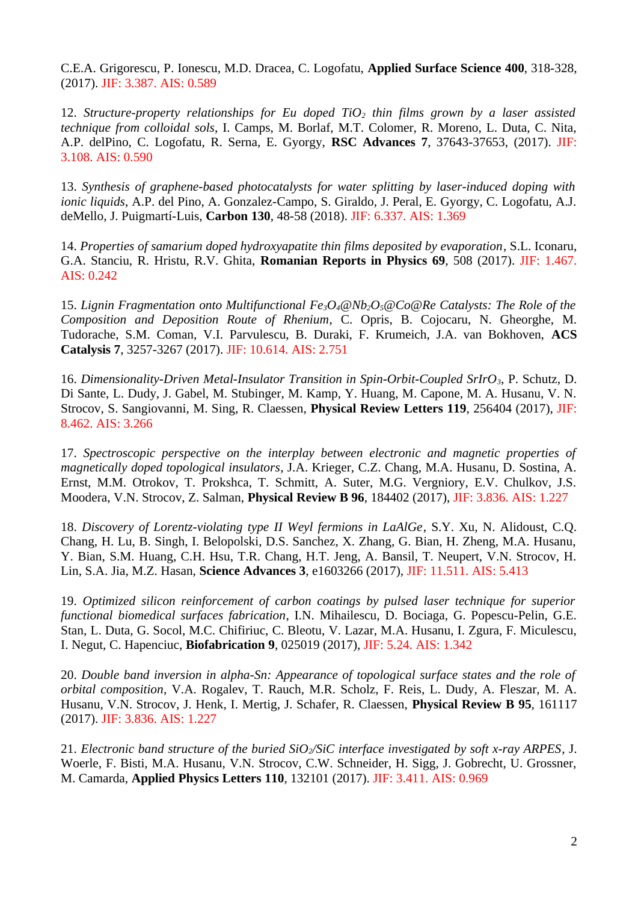C.E.A. Grigorescu, P. Ionescu, M.D. Dracea, C. Logofatu, **Applied Surface Science 400**, 318-328, (2017). JIF: 3.387. AIS: 0.589

12. *Structure-property relationships for Eu doped $TiO_2$ thin films grown by a laser assisted technique from colloidal sols*, I. Camps, M. Borlaf, M.T. Colomer, R. Moreno, L. Duta, C. Nita, A.P. delPino, C. Logofatu, R. Serna, E. Gyorgy, **RSC Advances 7**, 37643-37653, (2017). JIF: 3.108. AIS: 0.590

13. *Synthesis of graphene-based photocatalysts for water splitting by laser-induced doping with ionic liquids*, A.P. del Pino, A. Gonzalez-Campo, S. Giraldo, J. Peral, E. Gyorgy, C. Logofatu, A.J. deMello, J. Puigmartí-Luis, **Carbon 130**, 48-58 (2018). JIF: 6.337. AIS: 1.369

14. *Properties of samarium doped hydroxyapatite thin films deposited by evaporation*, S.L. Iconaru, G.A. Stanciu, R. Hristu, R.V. Ghita, **Romanian Reports in Physics 69**, 508 (2017). JIF: 1.467. AIS: 0.242

15. *Lignin Fragmentation onto Multifunctional $Fe_3O_4$@$Nb_2O_5$@Co@Re Catalysts: The Role of the Composition and Deposition Route of Rhenium*, C. Opris, B. Cojocaru, N. Gheorghe, M. Tudorache, S.M. Coman, V.I. Parvulescu, B. Duraki, F. Krumeich, J.A. van Bokhoven, **ACS Catalysis 7**, 3257-3267 (2017). JIF: 10.614. AIS: 2.751

16. *Dimensionality-Driven Metal-Insulator Transition in Spin-Orbit-Coupled $SrIrO_3$*, P. Schutz, D. Di Sante, L. Dudy, J. Gabel, M. Stubinger, M. Kamp, Y. Huang, M. Capone, M. A. Husanu, V. N. Strocov, S. Sangiovanni, M. Sing, R. Claessen, **Physical Review Letters 119**, 256404 (2017), JIF: 8.462. AIS: 3.266

17. *Spectroscopic perspective on the interplay between electronic and magnetic properties of magnetically doped topological insulators*, J.A. Krieger, C.Z. Chang, M.A. Husanu, D. Sostina, A. Ernst, M.M. Otrokov, T. Prokshca, T. Schmitt, A. Suter, M.G. Vergniory, E.V. Chulkov, J.S. Moodera, V.N. Strocov, Z. Salman, **Physical Review B 96**, 184402 (2017), JIF: 3.836. AIS: 1.227

18. *Discovery of Lorentz-violating type II Weyl fermions in LaAlGe*, S.Y. Xu, N. Alidoust, C.Q. Chang, H. Lu, B. Singh, I. Belopolski, D.S. Sanchez, X. Zhang, G. Bian, H. Zheng, M.A. Husanu, Y. Bian, S.M. Huang, C.H. Hsu, T.R. Chang, H.T. Jeng, A. Bansil, T. Neupert, V.N. Strocov, H. Lin, S.A. Jia, M.Z. Hasan, **Science Advances 3**, e1603266 (2017), JIF: 11.511. AIS: 5.413

19. *Optimized silicon reinforcement of carbon coatings by pulsed laser technique for superior functional biomedical surfaces fabrication*, I.N. Mihailescu, D. Bociaga, G. Popescu-Pelin, G.E. Stan, L. Duta, G. Socol, M.C. Chifiriuc, C. Bleotu, V. Lazar, M.A. Husanu, I. Zgura, F. Miculescu, I. Negut, C. Hapenciuc, **Biofabrication 9**, 025019 (2017), JIF: 5.24. AIS: 1.342

20. *Double band inversion in alpha-Sn: Appearance of topological surface states and the role of orbital composition*, V.A. Rogalev, T. Rauch, M.R. Scholz, F. Reis, L. Dudy, A. Fleszar, M. A. Husanu, V.N. Strocov, J. Henk, I. Mertig, J. Schafer, R. Claessen, **Physical Review B 95**, 161117 (2017). JIF: 3.836. AIS: 1.227

21. *Electronic band structure of the buried $SiO_2$/SiC interface investigated by soft x-ray ARPES*, J. Woerle, F. Bisti, M.A. Husanu, V.N. Strocov, C.W. Schneider, H. Sigg, J. Gobrecht, U. Grossner, M. Camarda, **Applied Physics Letters 110**, 132101 (2017). JIF: 3.411. AIS: 0.969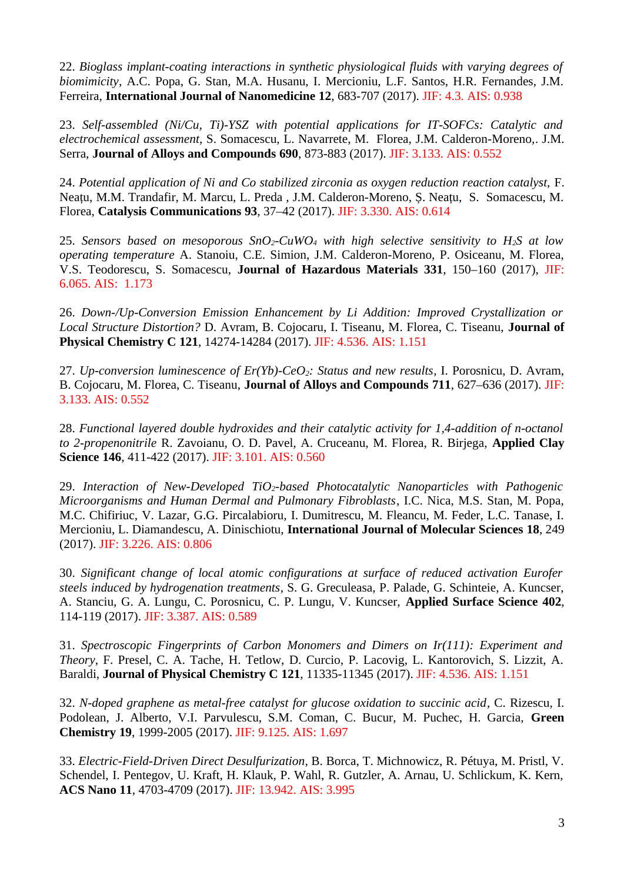22. *Bioglass implant-coating interactions in synthetic physiological fluids with varying degrees of biomimicity*, A.C. Popa, G. Stan, M.A. Husanu, I. Mercioniu, L.F. Santos, H.R. Fernandes, J.M. Ferreira, **International Journal of Nanomedicine 12**, 683-707 (2017). JIF: 4.3. AIS: 0.938

23. *Self-assembled (Ni/Cu, Ti)-YSZ with potential applications for IT-SOFCs: Catalytic and electrochemical assessment*, S. Somacescu, L. Navarrete, M. Florea, J.M. Calderon-Moreno,. J.M. Serra, **Journal of Alloys and Compounds 690**, 873-883 (2017). JIF: 3.133. AIS: 0.552

24. *Potential application of Ni and Co stabilized zirconia as oxygen reduction reaction catalyst,* F. Neațu, M.M. Trandafir, M. Marcu, L. Preda , J.M. Calderon-Moreno, Ș. Neațu, S. Somacescu, M. Florea, **Catalysis Communications 93**, 37–42 (2017). JIF: 3.330. AIS: 0.614

25. *Sensors based on mesoporous $SnO_2$-$CuWO_4$ with high selective sensitivity to $H_2S$ at low operating temperature* A. Stanoiu, C.E. Simion, J.M. Calderon-Moreno, P. Osiceanu, M. Florea, V.S. Teodorescu, S. Somacescu, **Journal of Hazardous Materials 331**, 150–160 (2017), JIF: 6.065. AIS: 1.173

26. *Down-/Up-Conversion Emission Enhancement by Li Addition: Improved Crystallization or Local Structure Distortion?* D. Avram, B. Cojocaru, I. Tiseanu, M. Florea, C. Tiseanu, **Journal of Physical Chemistry C 121**, 14274-14284 (2017). JIF: 4.536. AIS: 1.151

27. *Up-conversion luminescence of Er(Yb)-$CeO_2$: Status and new results*, I. Porosnicu, D. Avram, B. Cojocaru, M. Florea, C. Tiseanu, **Journal of Alloys and Compounds 711**, 627–636 (2017). JIF: 3.133. AIS: 0.552

28. *Functional layered double hydroxides and their catalytic activity for 1,4-addition of n-octanol to 2-propenonitrile* R. Zavoianu, O. D. Pavel, A. Cruceanu, M. Florea, R. Birjega, **Applied Clay Science 146**, 411-422 (2017). JIF: 3.101. AIS: 0.560

29. *Interaction of New-Developed $TiO_2$-based Photocatalytic Nanoparticles with Pathogenic Microorganisms and Human Dermal and Pulmonary Fibroblasts*, I.C. Nica, M.S. Stan, M. Popa, M.C. Chifiriuc, V. Lazar, G.G. Pircalabioru, I. Dumitrescu, M. Fleancu, M. Feder, L.C. Tanase, I. Mercioniu, L. Diamandescu, A. Dinischiotu, **International Journal of Molecular Sciences 18**, 249 (2017). JIF: 3.226. AIS: 0.806

30. *Significant change of local atomic configurations at surface of reduced activation Eurofer steels induced by hydrogenation treatments*, S. G. Greculeasa, P. Palade, G. Schinteie, A. Kuncser, A. Stanciu, G. A. Lungu, C. Porosnicu, C. P. Lungu, V. Kuncser, **Applied Surface Science 402**, 114-119 (2017). JIF: 3.387. AIS: 0.589

31. *Spectroscopic Fingerprints of Carbon Monomers and Dimers on Ir(111): Experiment and Theory*, F. Presel, C. A. Tache, H. Tetlow, D. Curcio, P. Lacovig, L. Kantorovich, S. Lizzit, A. Baraldi, **Journal of Physical Chemistry C 121**, 11335-11345 (2017). JIF: 4.536. AIS: 1.151

32. *N-doped graphene as metal-free catalyst for glucose oxidation to succinic acid*, C. Rizescu, I. Podolean, J. Alberto, V.I. Parvulescu, S.M. Coman, C. Bucur, M. Puchec, H. Garcia, **Green Chemistry 19**, 1999-2005 (2017). JIF: 9.125. AIS: 1.697

33. *Electric-Field-Driven Direct Desulfurization*, B. Borca, T. Michnowicz, R. Pétuya, M. Pristl, V. Schendel, I. Pentegov, U. Kraft, H. Klauk, P. Wahl, R. Gutzler, A. Arnau, U. Schlickum, K. Kern, **ACS Nano 11**, 4703-4709 (2017). JIF: 13.942. AIS: 3.995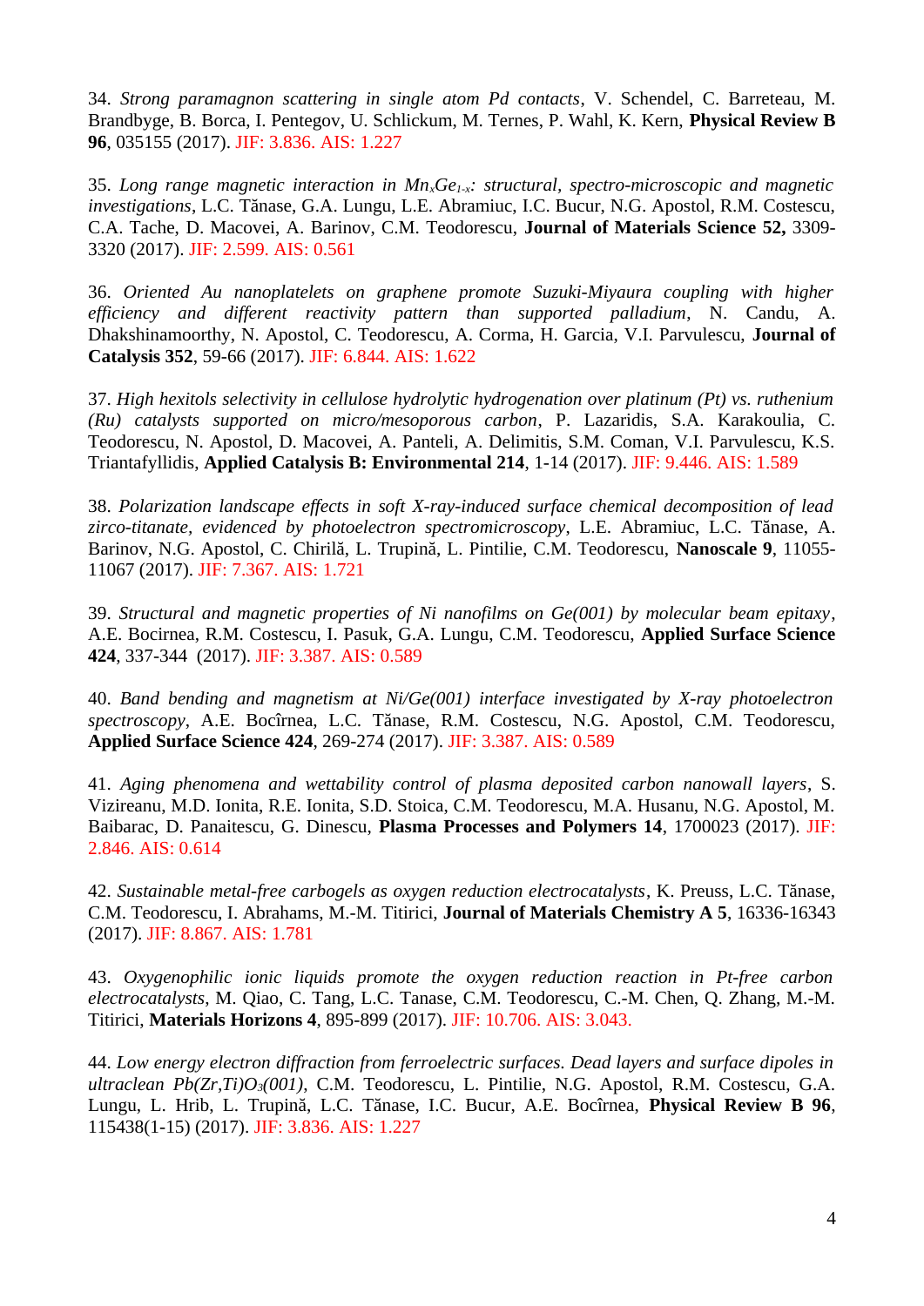34. *Strong paramagnon scattering in single atom Pd contacts*, V. Schendel, C. Barreteau, M. Brandbyge, B. Borca, I. Pentegov, U. Schlickum, M. Ternes, P. Wahl, K. Kern, **Physical Review B 96**, 035155 (2017). JIF: 3.836. AIS: 1.227

35. *Long range magnetic interaction in $Mn_xGe_{1-x}$: structural, spectro-microscopic and magnetic investigations*, L.C. Tănase, G.A. Lungu, L.E. Abramiuc, I.C. Bucur, N.G. Apostol, R.M. Costescu, C.A. Tache, D. Macovei, A. Barinov, C.M. Teodorescu, **Journal of Materials Science 52,** 3309-3320 (2017). JIF: 2.599. AIS: 0.561

36. *Oriented Au nanoplatelets on graphene promote Suzuki-Miyaura coupling with higher efficiency and different reactivity pattern than supported palladium*, N. Candu, A. Dhakshinamoorthy, N. Apostol, C. Teodorescu, A. Corma, H. Garcia, V.I. Parvulescu, **Journal of Catalysis 352**, 59-66 (2017). JIF: 6.844. AIS: 1.622

37. *High hexitols selectivity in cellulose hydrolytic hydrogenation over platinum (Pt) vs. ruthenium (Ru) catalysts supported on micro/mesoporous carbon*, P. Lazaridis, S.A. Karakoulia, C. Teodorescu, N. Apostol, D. Macovei, A. Panteli, A. Delimitis, S.M. Coman, V.I. Parvulescu, K.S. Triantafyllidis, **Applied Catalysis B: Environmental 214**, 1-14 (2017). JIF: 9.446. AIS: 1.589

38. *Polarization landscape effects in soft X-ray-induced surface chemical decomposition of lead zirco-titanate, evidenced by photoelectron spectromicroscopy*, L.E. Abramiuc, L.C. Tănase, A. Barinov, N.G. Apostol, C. Chirilă, L. Trupină, L. Pintilie, C.M. Teodorescu, **Nanoscale 9**, 11055-11067 (2017). JIF: 7.367. AIS: 1.721

39. *Structural and magnetic properties of Ni nanofilms on Ge(001) by molecular beam epitaxy*, A.E. Bocirnea, R.M. Costescu, I. Pasuk, G.A. Lungu, C.M. Teodorescu, **Applied Surface Science 424**, 337-344 (2017). JIF: 3.387. AIS: 0.589

40. *Band bending and magnetism at Ni/Ge(001) interface investigated by X-ray photoelectron spectroscopy*, A.E. Bocîrnea, L.C. Tănase, R.M. Costescu, N.G. Apostol, C.M. Teodorescu, **Applied Surface Science 424**, 269-274 (2017). JIF: 3.387. AIS: 0.589

41. *Aging phenomena and wettability control of plasma deposited carbon nanowall layers*, S. Vizireanu, M.D. Ionita, R.E. Ionita, S.D. Stoica, C.M. Teodorescu, M.A. Husanu, N.G. Apostol, M. Baibarac, D. Panaitescu, G. Dinescu, **Plasma Processes and Polymers 14**, 1700023 (2017). JIF: 2.846. AIS: 0.614

42. *Sustainable metal-free carbogels as oxygen reduction electrocatalysts*, K. Preuss, L.C. Tănase, C.M. Teodorescu, I. Abrahams, M.-M. Titirici, **Journal of Materials Chemistry A 5**, 16336-16343 (2017). JIF: 8.867. AIS: 1.781

43. *Oxygenophilic ionic liquids promote the oxygen reduction reaction in Pt-free carbon electrocatalysts*, M. Qiao, C. Tang, L.C. Tanase, C.M. Teodorescu, C.-M. Chen, Q. Zhang, M.-M. Titirici, **Materials Horizons 4**, 895-899 (2017). JIF: 10.706. AIS: 3.043.

44. *Low energy electron diffraction from ferroelectric surfaces. Dead layers and surface dipoles in ultraclean $Pb(Zr,Ti)O_3(001)$*, C.M. Teodorescu, L. Pintilie, N.G. Apostol, R.M. Costescu, G.A. Lungu, L. Hrib, L. Trupină, L.C. Tănase, I.C. Bucur, A.E. Bocîrnea, **Physical Review B 96**, 115438(1-15) (2017). JIF: 3.836. AIS: 1.227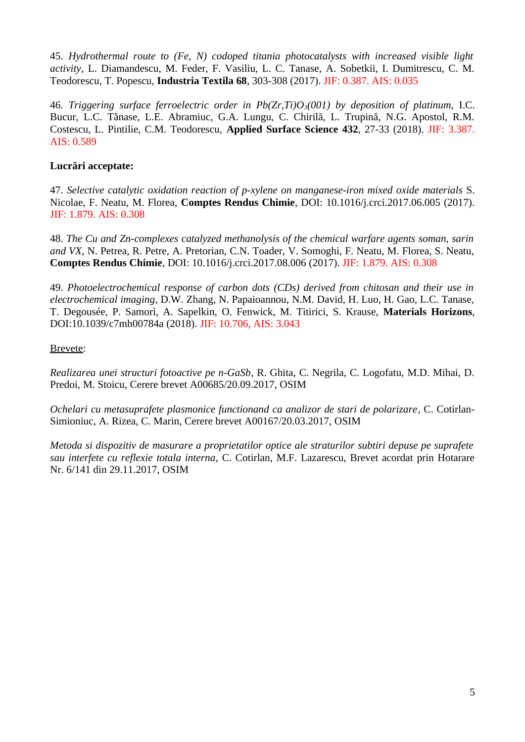45. *Hydrothermal route to (Fe, N) codoped titania photocatalysts with increased visible light activity*, L. Diamandescu, M. Feder, F. Vasiliu, L. C. Tanase, A. Sobetkii, I. Dumitrescu, C. M. Teodorescu, T. Popescu, **Industria Textila 68**, 303-308 (2017). JIF: 0.387. AIS: 0.035

46. *Triggering surface ferroelectric order in Pb(Zr,Ti)$O_3$(001) by deposition of platinum*, I.C. Bucur, L.C. Tănase, L.E. Abramiuc, G.A. Lungu, C. Chirilă, L. Trupină, N.G. Apostol, R.M. Costescu, L. Pintilie, C.M. Teodorescu, **Applied Surface Science 432**, 27-33 (2018). JIF: 3.387. AIS: 0.589

**Lucrări acceptate:**

47. *Selective catalytic oxidation reaction of p-xylene on manganese-iron mixed oxide materials* S. Nicolae, F. Neatu, M. Florea, **Comptes Rendus Chimie**, DOI: 10.1016/j.crci.2017.06.005 (2017). JIF: 1.879. AIS: 0.308

48. *The Cu and Zn-complexes catalyzed methanolysis of the chemical warfare agents soman, sarin and VX*, N. Petrea, R. Petre, A. Pretorian, C.N. Toader, V. Somoghi, F. Neatu, M. Florea, S. Neatu, **Comptes Rendus Chimie**, DOI: 10.1016/j.crci.2017.08.006 (2017). JIF: 1.879. AIS: 0.308

49. *Photoelectrochemical response of carbon dots (CDs) derived from chitosan and their use in electrochemical imaging*, D.W. Zhang, N. Papaioannou, N.M. David, H. Luo, H. Gao, L.C. Tanase, T. Degousée, P. Samorì, A. Sapelkin, O. Fenwick, M. Titirici, S. Krause, **Materials Horizons**, DOI:10.1039/c7mh00784a (2018). JIF: 10.706, AIS: 3.043

Brevete:

*Realizarea unei structuri fotoactive pe n-GaSb*, R. Ghita, C. Negrila, C. Logofatu, M.D. Mihai, D. Predoi, M. Stoicu, Cerere brevet A00685/20.09.2017, OSIM

*Ochelari cu metasuprafete plasmonice functionand ca analizor de stari de polarizare*, C. Cotirlan-Simioniuc, A. Rizea, C. Marin, Cerere brevet A00167/20.03.2017, OSIM

*Metoda si dispozitiv de masurare a proprietatilor optice ale straturilor subtiri depuse pe suprafete sau interfete cu reflexie totala interna*, C. Cotirlan, M.F. Lazarescu, Brevet acordat prin Hotarare Nr. 6/141 din 29.11.2017, OSIM